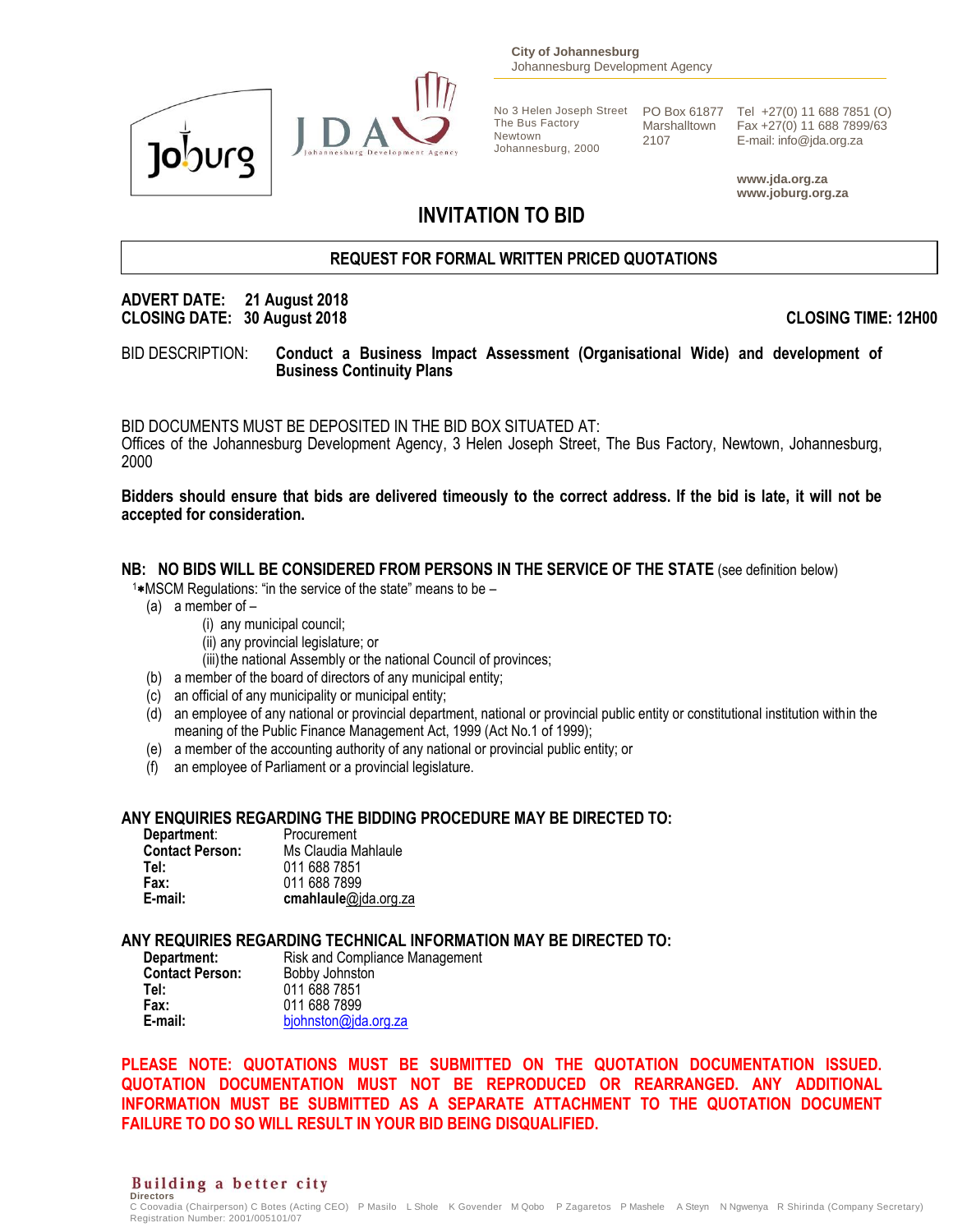City of Johannesburg
Johannesburg Development Agency

No 3 Helen Joseph Street
The Bus Factory
Newtown
Johannesburg, 2000

PO Box 61877
Marshalltown
2107

Tel +27(0) 11 688 7851 (O)
Fax +27(0) 11 688 7899/63
E-mail: info@jda.org.za

www.jda.org.za
www.joburg.org.za

# INVITATION TO BID

## REQUEST FOR FORMAL WRITTEN PRICED QUOTATIONS

**ADVERT DATE: 21 August 2018**
**CLOSING DATE: 30 August 2018** **CLOSING TIME: 12H00**

BID DESCRIPTION: **Conduct a Business Impact Assessment (Organisational Wide) and development of Business Continuity Plans**

BID DOCUMENTS MUST BE DEPOSITED IN THE BID BOX SITUATED AT:
Offices of the Johannesburg Development Agency, 3 Helen Joseph Street, The Bus Factory, Newtown, Johannesburg, 2000

**Bidders should ensure that bids are delivered timeously to the correct address. If the bid is late, it will not be accepted for consideration.**

**NB: NO BIDS WILL BE CONSIDERED FROM PERSONS IN THE SERVICE OF THE STATE** (see definition below)

[1]*MSCM Regulations: "in the service of the state" means to be –

(a) a member of –
  (i) any municipal council;
  (ii) any provincial legislature; or
  (iii) the national Assembly or the national Council of provinces;
(b) a member of the board of directors of any municipal entity;
(c) an official of any municipality or municipal entity;
(d) an employee of any national or provincial department, national or provincial public entity or constitutional institution within the meaning of the Public Finance Management Act, 1999 (Act No.1 of 1999);
(e) a member of the accounting authority of any national or provincial public entity; or
(f) an employee of Parliament or a provincial legislature.

**ANY ENQUIRIES REGARDING THE BIDDING PROCEDURE MAY BE DIRECTED TO:**

**Department**: Procurement
**Contact Person:** Ms Claudia Mahlaule
**Tel:** 011 688 7851
**Fax:** 011 688 7899
**E-mail:** **cmahlaule**@jda.org.za

**ANY REQUIRIES REGARDING TECHNICAL INFORMATION MAY BE DIRECTED TO:**

**Department:** Risk and Compliance Management
**Contact Person:** Bobby Johnston
**Tel:** 011 688 7851
**Fax:** 011 688 7899
**E-mail:** bjohnston@jda.org.za

**PLEASE NOTE: QUOTATIONS MUST BE SUBMITTED ON THE QUOTATION DOCUMENTATION ISSUED. QUOTATION DOCUMENTATION MUST NOT BE REPRODUCED OR REARRANGED. ANY ADDITIONAL INFORMATION MUST BE SUBMITTED AS A SEPARATE ATTACHMENT TO THE QUOTATION DOCUMENT FAILURE TO DO SO WILL RESULT IN YOUR BID BEING DISQUALIFIED.**

Building a better city
Directors
C Coovadia (Chairperson) C Botes (Acting CEO) P Masilo L Shole K Govender M Qobo P Zagaretos P Mashele A Steyn N Ngwenya R Shirinda (Company Secretary)
Registration Number: 2001/005101/07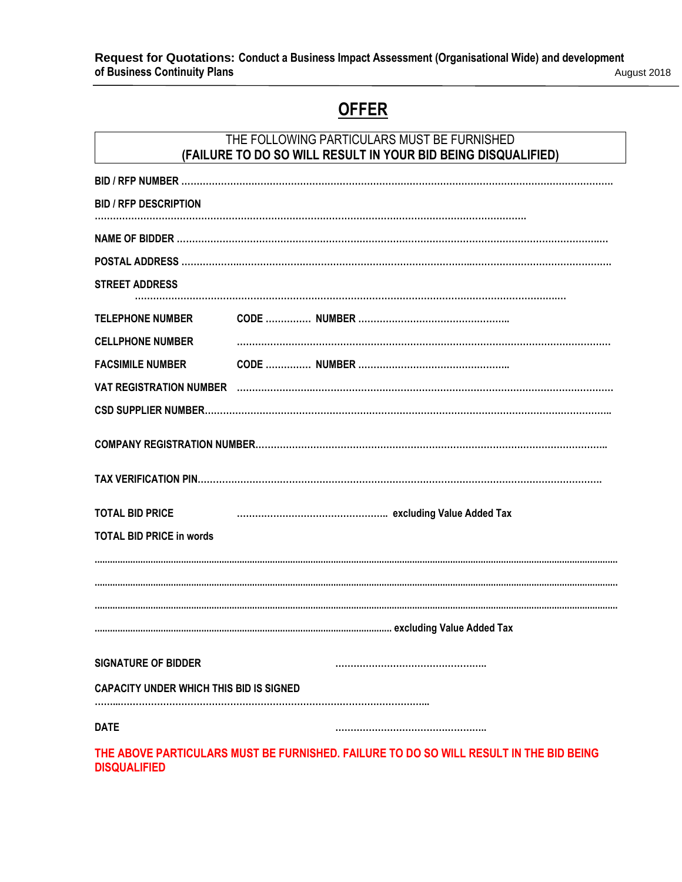# OFFER

**THE FOLLOWING PARTICULARS MUST BE FURNISHED**
**(FAILURE TO DO SO WILL RESULT IN YOUR BID BEING DISQUALIFIED)**

**BID / RFP NUMBER** ……………………………………………………………………………………………………………

**BID / RFP DESCRIPTION**

……………………………………………………………………………………………………………

**NAME OF BIDDER** ……………………………………………………………………………………………………………

**POSTAL ADDRESS** ……………………………………………………………………………………………………………

**STREET ADDRESS**

……………………………………………………………………………………………………………

**TELEPHONE NUMBER** **CODE** …………… **NUMBER** ……………………………………………

**CELLPHONE NUMBER** ……………………………………………………………………………………………………………

**FACSIMILE NUMBER** **CODE** …………… **NUMBER** ……………………………………………

**VAT REGISTRATION NUMBER** ……………………………………………………………………………………………………………

**CSD SUPPLIER NUMBER**……………………………………………………………………………………………………………

**COMPANY REGISTRATION NUMBER**……………………………………………………………………………………………

**TAX VERIFICATION PIN**……………………………………………………………………………………………………………

**TOTAL BID PRICE** …………………………………………… **excluding Value Added Tax**

**TOTAL BID PRICE in words**

……………………………………………………………………………………………………………

……………………………………………………………………………………………………………

……………………………………………………………………………………………………………

…………………………………………………………………………… **excluding Value Added Tax**

**SIGNATURE OF BIDDER** ……………………………………………

**CAPACITY UNDER WHICH THIS BID IS SIGNED**

……………………………………………………………………………

**DATE** ……………………………………………

**THE ABOVE PARTICULARS MUST BE FURNISHED. FAILURE TO DO SO WILL RESULT IN THE BID BEING DISQUALIFIED**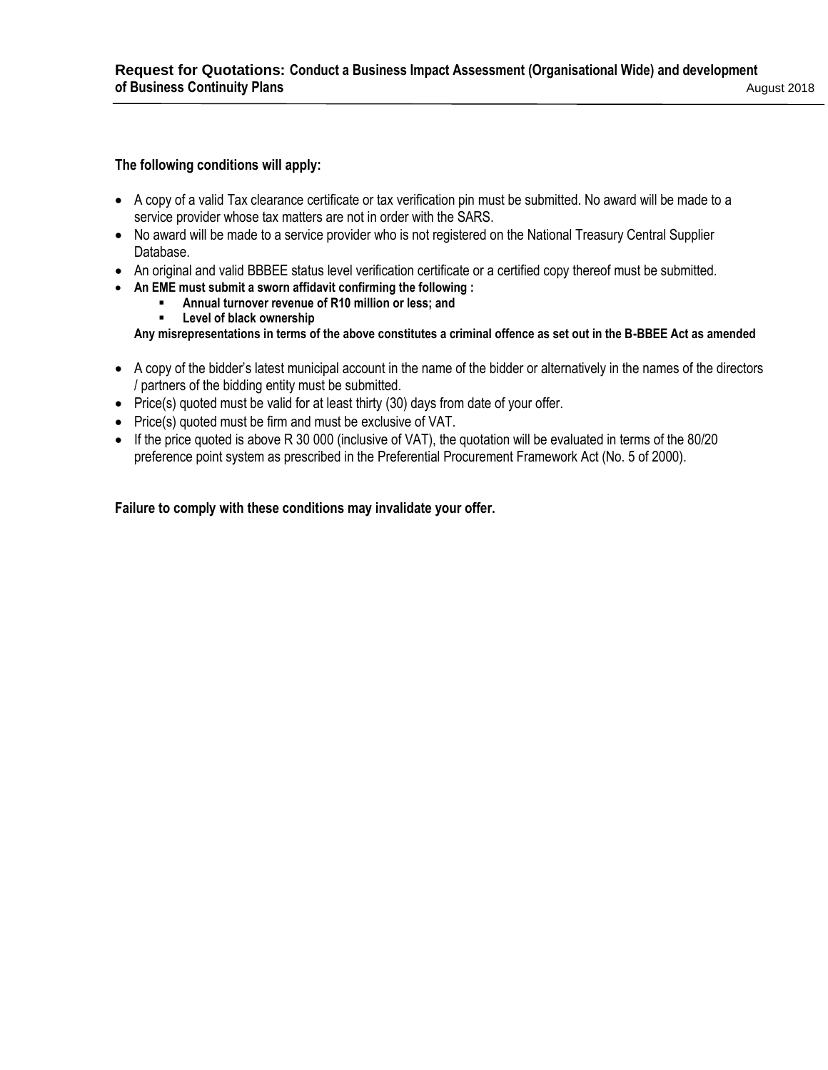**The following conditions will apply:**

- A copy of a valid Tax clearance certificate or tax verification pin must be submitted. No award will be made to a service provider whose tax matters are not in order with the SARS.
- No award will be made to a service provider who is not registered on the National Treasury Central Supplier Database.
- An original and valid BBBEE status level verification certificate or a certified copy thereof must be submitted.
- **An EME must submit a sworn affidavit confirming the following :**
  - **Annual turnover revenue of R10 million or less; and**
  - **Level of black ownership**

  **Any misrepresentations in terms of the above constitutes a criminal offence as set out in the B-BBEE Act as amended**

- A copy of the bidder's latest municipal account in the name of the bidder or alternatively in the names of the directors / partners of the bidding entity must be submitted.
- Price(s) quoted must be valid for at least thirty (30) days from date of your offer.
- Price(s) quoted must be firm and must be exclusive of VAT.
- If the price quoted is above R 30 000 (inclusive of VAT), the quotation will be evaluated in terms of the 80/20 preference point system as prescribed in the Preferential Procurement Framework Act (No. 5 of 2000).

**Failure to comply with these conditions may invalidate your offer.**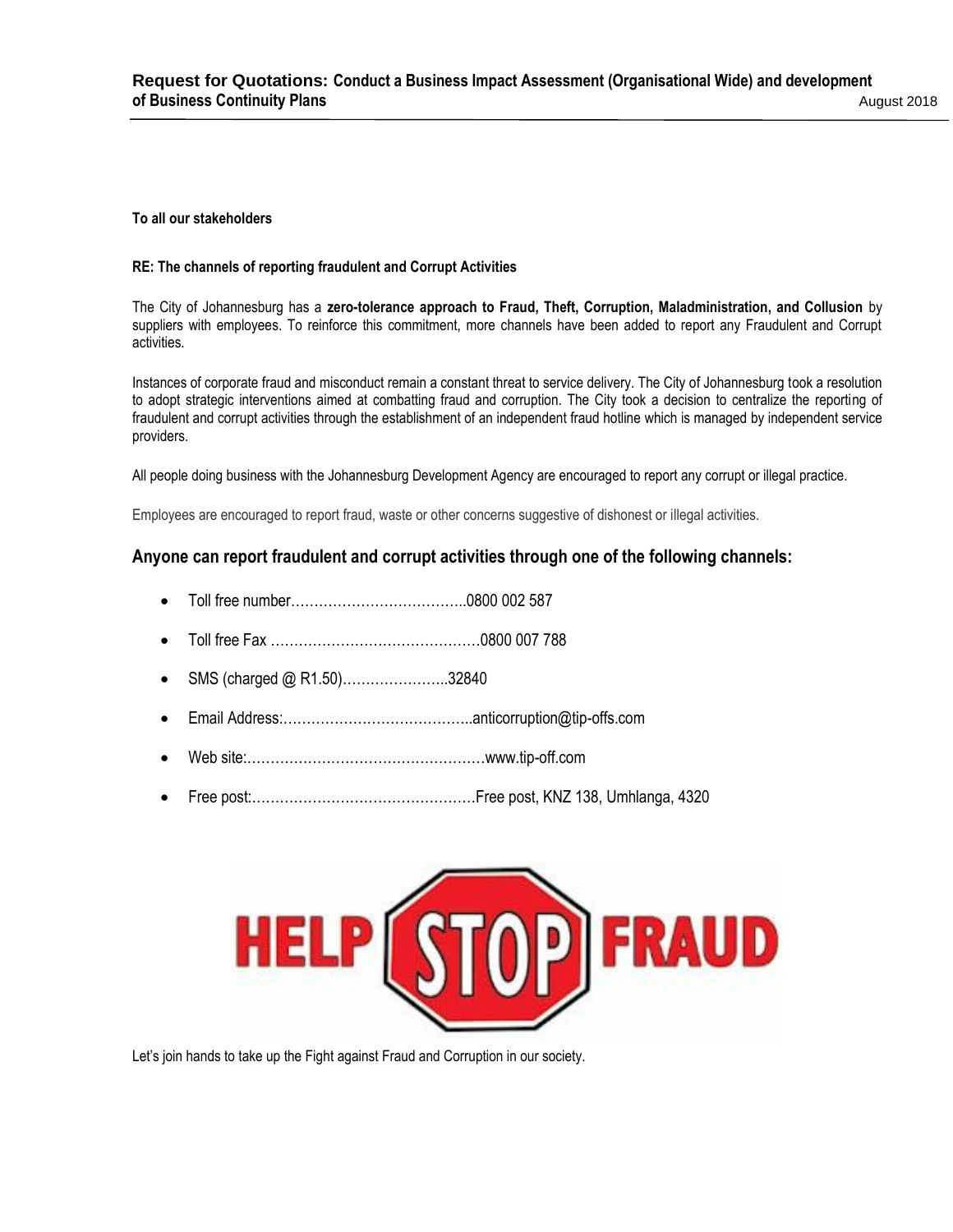**To all our stakeholders**

**RE: The channels of reporting fraudulent and Corrupt Activities**

The City of Johannesburg has a **zero-tolerance approach to Fraud, Theft, Corruption, Maladministration, and Collusion** by suppliers with employees. To reinforce this commitment, more channels have been added to report any Fraudulent and Corrupt activities.

Instances of corporate fraud and misconduct remain a constant threat to service delivery. The City of Johannesburg took a resolution to adopt strategic interventions aimed at combatting fraud and corruption. The City took a decision to centralize the reporting of fraudulent and corrupt activities through the establishment of an independent fraud hotline which is managed by independent service providers.

All people doing business with the Johannesburg Development Agency are encouraged to report any corrupt or illegal practice.

Employees are encouraged to report fraud, waste or other concerns suggestive of dishonest or illegal activities.

## Anyone can report fraudulent and corrupt activities through one of the following channels:

- Toll free number………………………………..0800 002 587
- Toll free Fax ………………………………………0800 007 788
- SMS (charged @ R1.50)…………………..32840
- Email Address:…………………………………..anticorruption@tip-offs.com
- Web site:……………………………………………www.tip-off.com
- Free post:…………………………………………Free post, KNZ 138, Umhlanga, 4320

HELP STOP FRAUD

Let's join hands to take up the Fight against Fraud and Corruption in our society.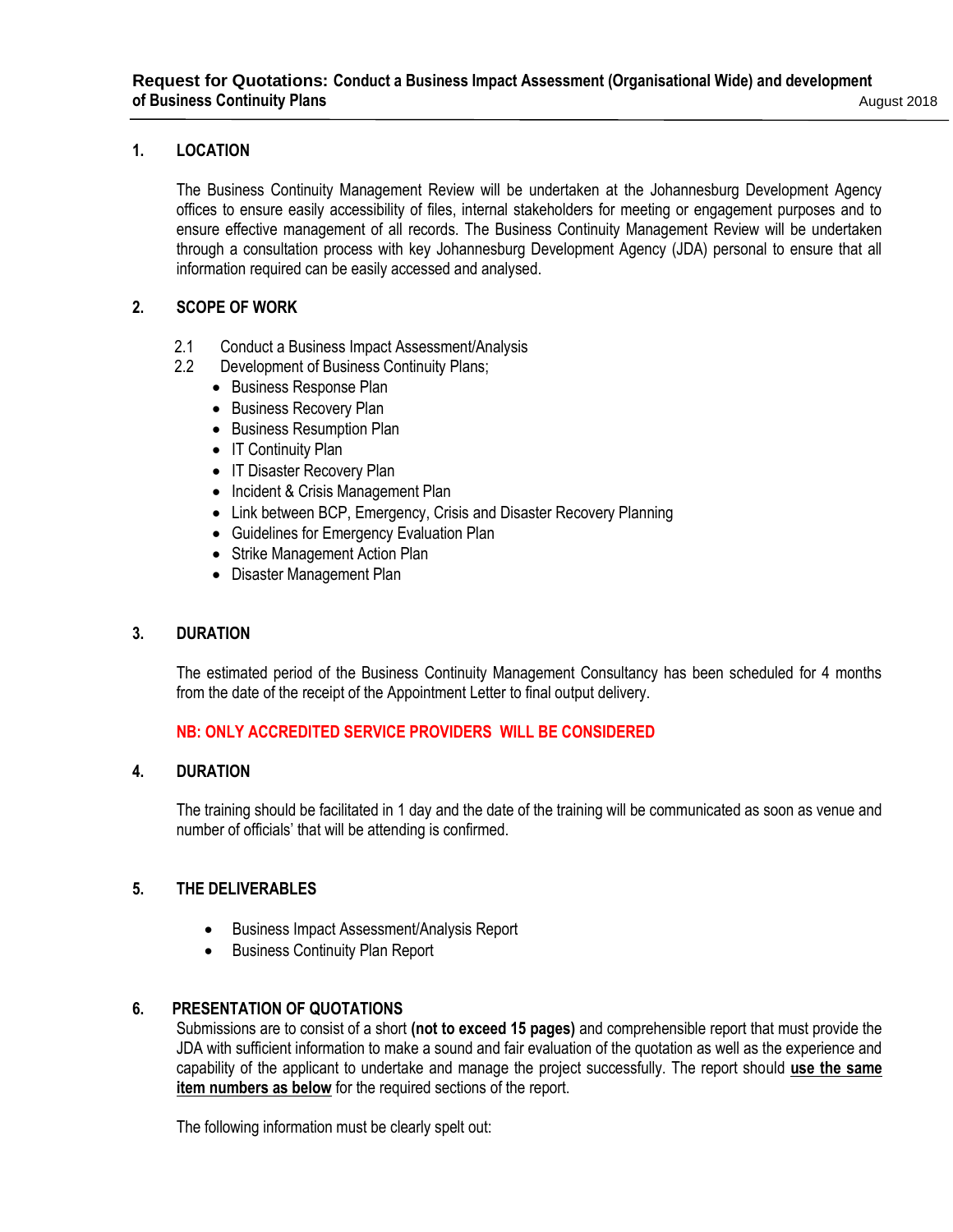## 1. LOCATION

The Business Continuity Management Review will be undertaken at the Johannesburg Development Agency offices to ensure easily accessibility of files, internal stakeholders for meeting or engagement purposes and to ensure effective management of all records. The Business Continuity Management Review will be undertaken through a consultation process with key Johannesburg Development Agency (JDA) personal to ensure that all information required can be easily accessed and analysed.

## 2. SCOPE OF WORK

2.1 Conduct a Business Impact Assessment/Analysis

2.2 Development of Business Continuity Plans;

- Business Response Plan
- Business Recovery Plan
- Business Resumption Plan
- IT Continuity Plan
- IT Disaster Recovery Plan
- Incident & Crisis Management Plan
- Link between BCP, Emergency, Crisis and Disaster Recovery Planning
- Guidelines for Emergency Evaluation Plan
- Strike Management Action Plan
- Disaster Management Plan

## 3. DURATION

The estimated period of the Business Continuity Management Consultancy has been scheduled for 4 months from the date of the receipt of the Appointment Letter to final output delivery.

**NB: ONLY ACCREDITED SERVICE PROVIDERS WILL BE CONSIDERED**

## 4. DURATION

The training should be facilitated in 1 day and the date of the training will be communicated as soon as venue and number of officials' that will be attending is confirmed.

## 5. THE DELIVERABLES

- Business Impact Assessment/Analysis Report
- Business Continuity Plan Report

## 6. PRESENTATION OF QUOTATIONS

Submissions are to consist of a short **(not to exceed 15 pages)** and comprehensible report that must provide the JDA with sufficient information to make a sound and fair evaluation of the quotation as well as the experience and capability of the applicant to undertake and manage the project successfully. The report should **use the same item numbers as below** for the required sections of the report.

The following information must be clearly spelt out: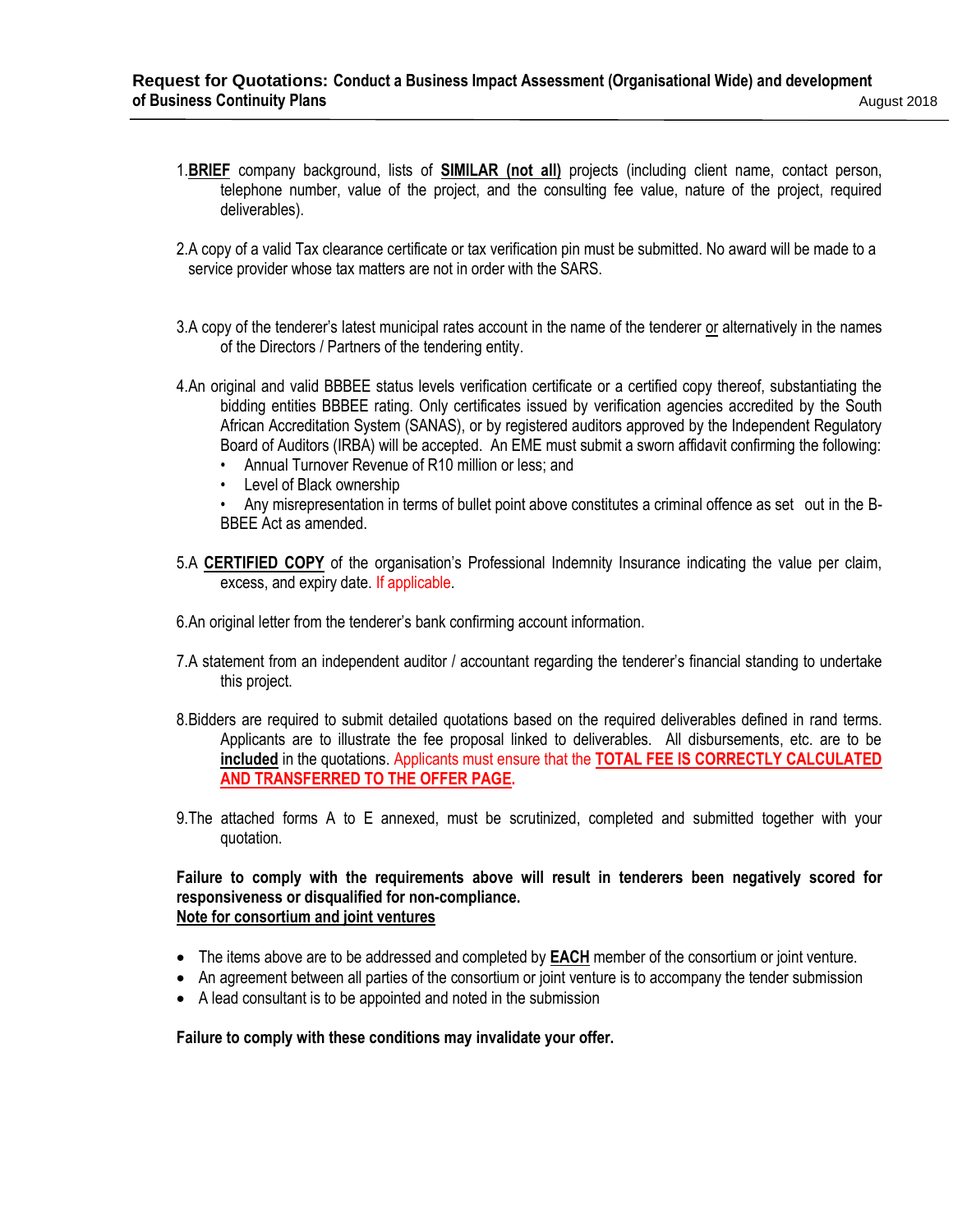1. **BRIEF** company background, lists of **SIMILAR (not all)** projects (including client name, contact person, telephone number, value of the project, and the consulting fee value, nature of the project, required deliverables).

2. A copy of a valid Tax clearance certificate or tax verification pin must be submitted. No award will be made to a service provider whose tax matters are not in order with the SARS.

3. A copy of the tenderer's latest municipal rates account in the name of the tenderer or alternatively in the names of the Directors / Partners of the tendering entity.

4. An original and valid BBBEE status levels verification certificate or a certified copy thereof, substantiating the bidding entities BBBEE rating. Only certificates issued by verification agencies accredited by the South African Accreditation System (SANAS), or by registered auditors approved by the Independent Regulatory Board of Auditors (IRBA) will be accepted. An EME must submit a sworn affidavit confirming the following:
   - Annual Turnover Revenue of R10 million or less; and
   - Level of Black ownership
   - Any misrepresentation in terms of bullet point above constitutes a criminal offence as set out in the B-BBEE Act as amended.

5. A **CERTIFIED COPY** of the organisation's Professional Indemnity Insurance indicating the value per claim, excess, and expiry date. If applicable.

6. An original letter from the tenderer's bank confirming account information.

7. A statement from an independent auditor / accountant regarding the tenderer's financial standing to undertake this project.

8. Bidders are required to submit detailed quotations based on the required deliverables defined in rand terms. Applicants are to illustrate the fee proposal linked to deliverables. All disbursements, etc. are to be **included** in the quotations. Applicants must ensure that the **TOTAL FEE IS CORRECTLY CALCULATED AND TRANSFERRED TO THE OFFER PAGE.**

9. The attached forms A to E annexed, must be scrutinized, completed and submitted together with your quotation.

**Failure to comply with the requirements above will result in tenderers been negatively scored for responsiveness or disqualified for non-compliance.**

**Note for consortium and joint ventures**

- The items above are to be addressed and completed by **EACH** member of the consortium or joint venture.
- An agreement between all parties of the consortium or joint venture is to accompany the tender submission
- A lead consultant is to be appointed and noted in the submission

**Failure to comply with these conditions may invalidate your offer.**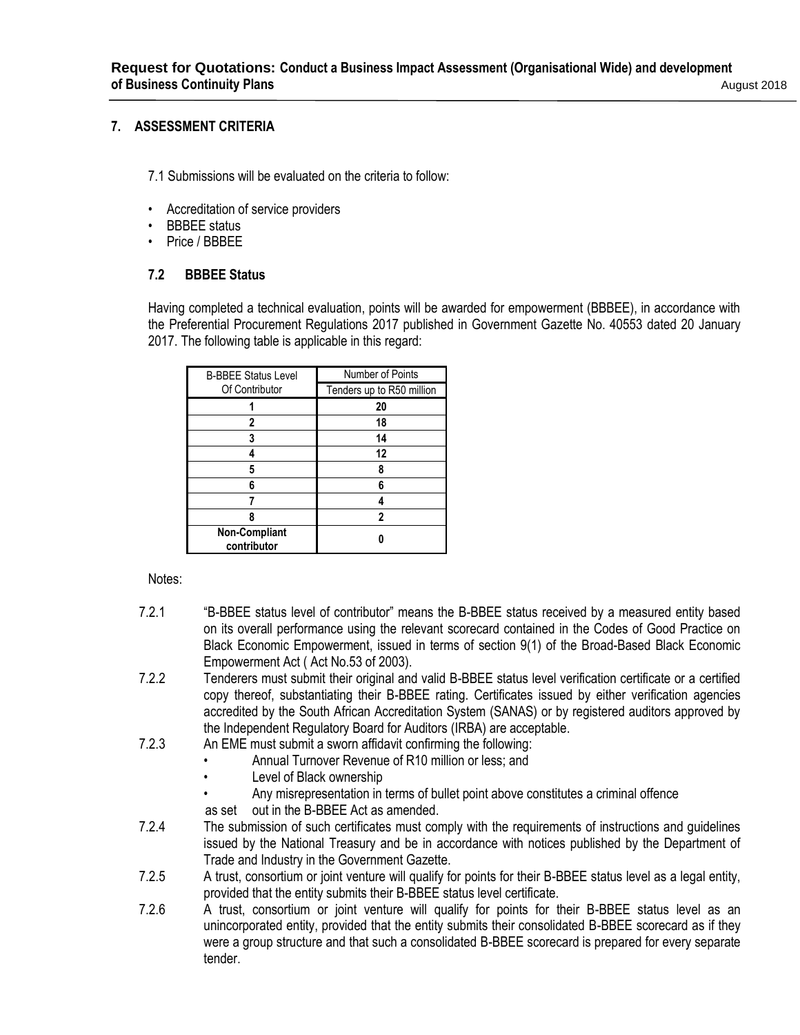## 7. ASSESSMENT CRITERIA

7.1 Submissions will be evaluated on the criteria to follow:

- Accreditation of service providers
- BBBEE status
- Price / BBBEE

### 7.2 BBBEE Status

Having completed a technical evaluation, points will be awarded for empowerment (BBBEE), in accordance with the Preferential Procurement Regulations 2017 published in Government Gazette No. 40553 dated 20 January 2017. The following table is applicable in this regard:

| B-BBEE Status Level Of Contributor | Number of Points |
|---|---|
| | Tenders up to R50 million |
| **1** | **20** |
| **2** | **18** |
| **3** | **14** |
| **4** | **12** |
| **5** | **8** |
| **6** | **6** |
| **7** | **4** |
| **8** | **2** |
| **Non-Compliant contributor** | **0** |

Notes:

7.2.1 "B-BBEE status level of contributor" means the B-BBEE status received by a measured entity based on its overall performance using the relevant scorecard contained in the Codes of Good Practice on Black Economic Empowerment, issued in terms of section 9(1) of the Broad-Based Black Economic Empowerment Act ( Act No.53 of 2003).

7.2.2 Tenderers must submit their original and valid B-BBEE status level verification certificate or a certified copy thereof, substantiating their B-BBEE rating. Certificates issued by either verification agencies accredited by the South African Accreditation System (SANAS) or by registered auditors approved by the Independent Regulatory Board for Auditors (IRBA) are acceptable.

7.2.3 An EME must submit a sworn affidavit confirming the following:

- Annual Turnover Revenue of R10 million or less; and
- Level of Black ownership
- Any misrepresentation in terms of bullet point above constitutes a criminal offence

as set out in the B-BBEE Act as amended.

7.2.4 The submission of such certificates must comply with the requirements of instructions and guidelines issued by the National Treasury and be in accordance with notices published by the Department of Trade and Industry in the Government Gazette.

7.2.5 A trust, consortium or joint venture will qualify for points for their B-BBEE status level as a legal entity, provided that the entity submits their B-BBEE status level certificate.

7.2.6 A trust, consortium or joint venture will qualify for points for their B-BBEE status level as an unincorporated entity, provided that the entity submits their consolidated B-BBEE scorecard as if they were a group structure and that such a consolidated B-BBEE scorecard is prepared for every separate tender.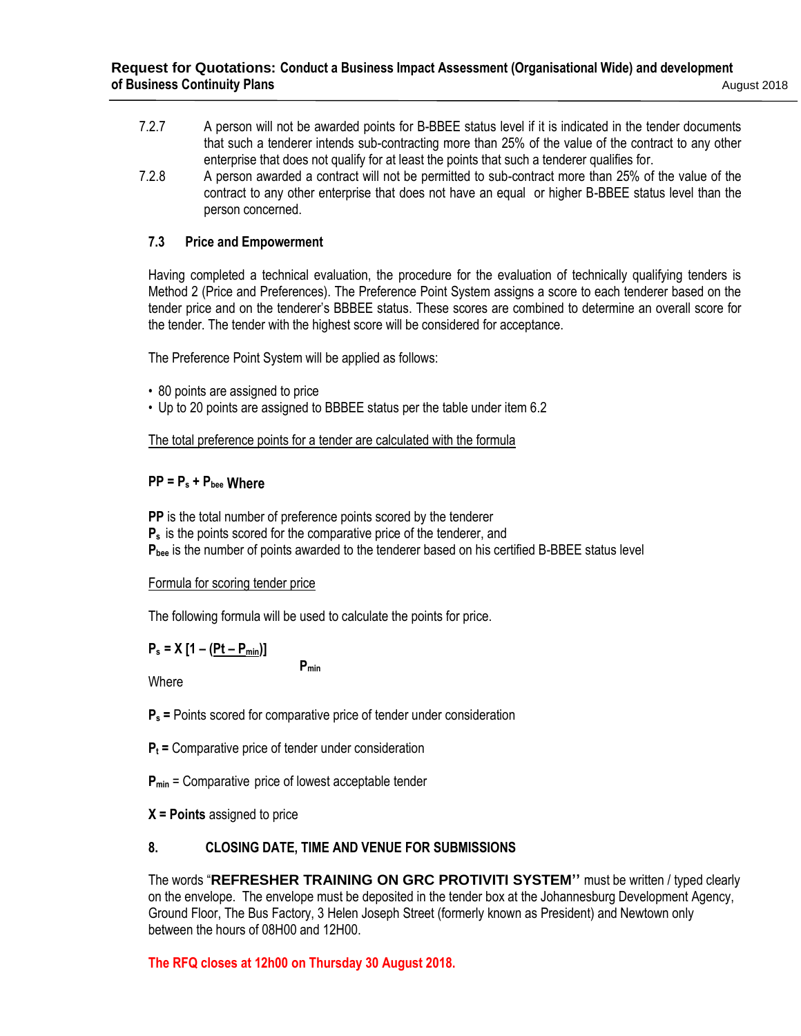7.2.7 A person will not be awarded points for B-BBEE status level if it is indicated in the tender documents that such a tenderer intends sub-contracting more than 25% of the value of the contract to any other enterprise that does not qualify for at least the points that such a tenderer qualifies for.

7.2.8 A person awarded a contract will not be permitted to sub-contract more than 25% of the value of the contract to any other enterprise that does not have an equal or higher B-BBEE status level than the person concerned.

### 7.3 Price and Empowerment

Having completed a technical evaluation, the procedure for the evaluation of technically qualifying tenders is Method 2 (Price and Preferences). The Preference Point System assigns a score to each tenderer based on the tender price and on the tenderer's BBBEE status. These scores are combined to determine an overall score for the tender. The tender with the highest score will be considered for acceptance.

The Preference Point System will be applied as follows:

- 80 points are assigned to price
- Up to 20 points are assigned to BBBEE status per the table under item 6.2

The total preference points for a tender are calculated with the formula

**$PP = P_s + P_{bee}$ Where**

**PP** is the total number of preference points scored by the tenderer
**$P_s$** is the points scored for the comparative price of the tenderer, and
**$P_{bee}$** is the number of points awarded to the tenderer based on his certified B-BBEE status level

Formula for scoring tender price

The following formula will be used to calculate the points for price.

$$P_s = X\left[1 - \frac{(Pt - P_{min})}{P_{min}}\right]$$

Where

**$P_s$ =** Points scored for comparative price of tender under consideration

**$P_t$ =** Comparative price of tender under consideration

**$P_{min}$** = Comparative price of lowest acceptable tender

**X = Points** assigned to price

### 8. CLOSING DATE, TIME AND VENUE FOR SUBMISSIONS

The words "**REFRESHER TRAINING ON GRC PROTIVITI SYSTEM''** must be written / typed clearly on the envelope. The envelope must be deposited in the tender box at the Johannesburg Development Agency, Ground Floor, The Bus Factory, 3 Helen Joseph Street (formerly known as President) and Newtown only between the hours of 08H00 and 12H00.

**The RFQ closes at 12h00 on Thursday 30 August 2018.**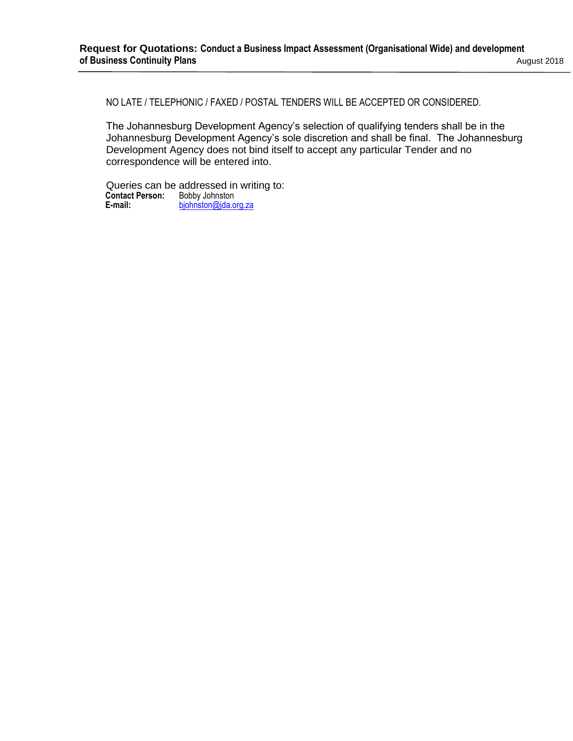NO LATE / TELEPHONIC / FAXED / POSTAL TENDERS WILL BE ACCEPTED OR CONSIDERED.

The Johannesburg Development Agency's selection of qualifying tenders shall be in the Johannesburg Development Agency's sole discretion and shall be final. The Johannesburg Development Agency does not bind itself to accept any particular Tender and no correspondence will be entered into.

Queries can be addressed in writing to:

**Contact Person:** Bobby Johnston
**E-mail:** bjohnston@jda.org.za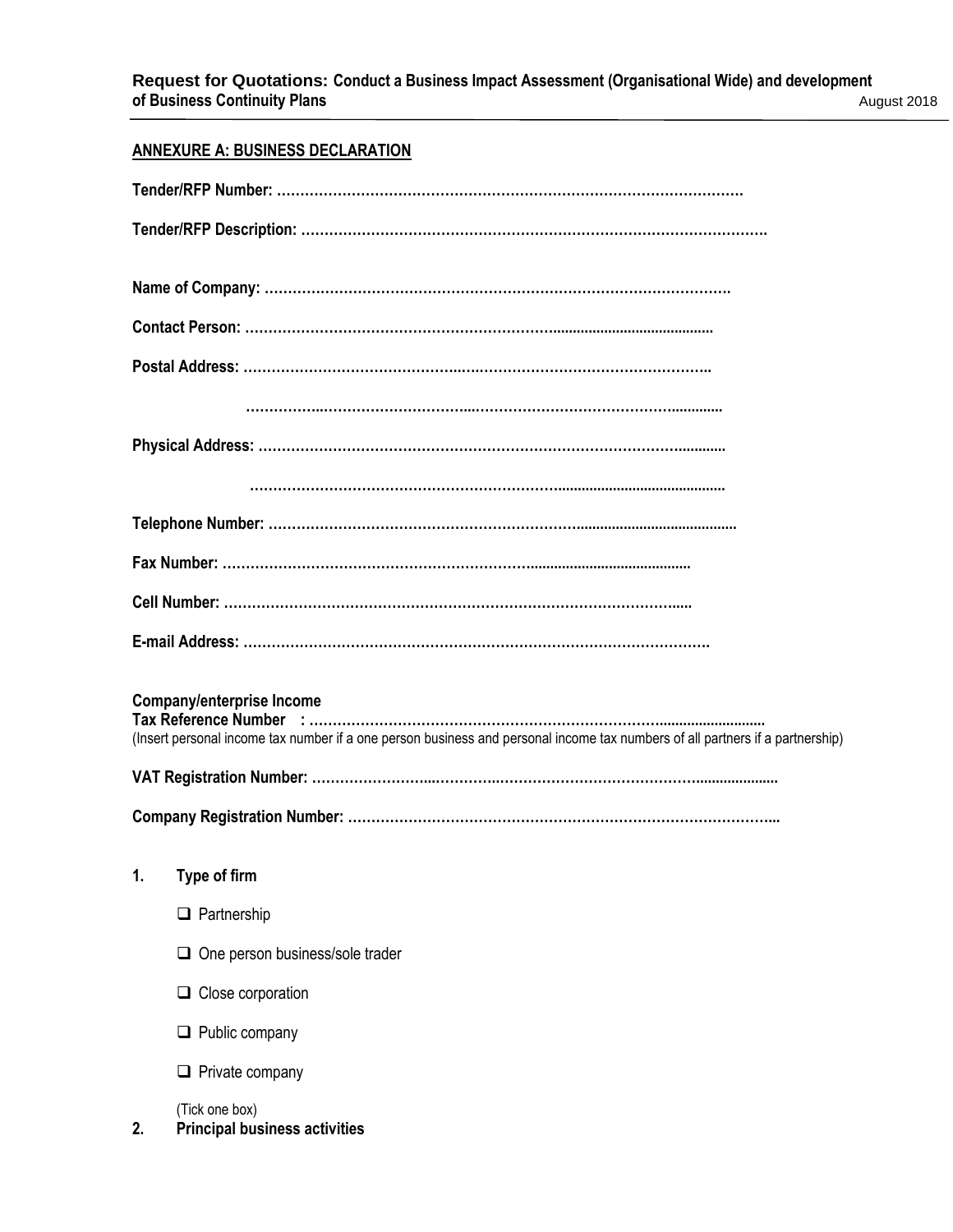## ANNEXURE A: BUSINESS DECLARATION

**Tender/RFP Number: ………………………………………………………………………………………**

**Tender/RFP Description: ………………………………………………………………………………………**

**Name of Company: ………………………………………………………………………………………**

**Contact Person: ………………………………………………………………………………………**

**Postal Address: ………………………………………………………………………………………**

**………………………………………………………………………………………**

**Physical Address: ………………………………………………………………………………………**

**………………………………………………………………………………………**

**Telephone Number: ………………………………………………………………………………………**

**Fax Number: ………………………………………………………………………………………**

**Cell Number: ………………………………………………………………………………………**

**E-mail Address: ………………………………………………………………………………………**

**Company/enterprise Income**
**Tax Reference Number : ………………………………………………………………………………………**
(Insert personal income tax number if a one person business and personal income tax numbers of all partners if a partnership)

**VAT Registration Number: ………………………………………………………………………………………**

**Company Registration Number: ………………………………………………………………………………………**

**1. Type of firm**

- ❑ Partnership
- ❑ One person business/sole trader
- ❑ Close corporation
- ❑ Public company
- ❑ Private company

(Tick one box)

**2. Principal business activities**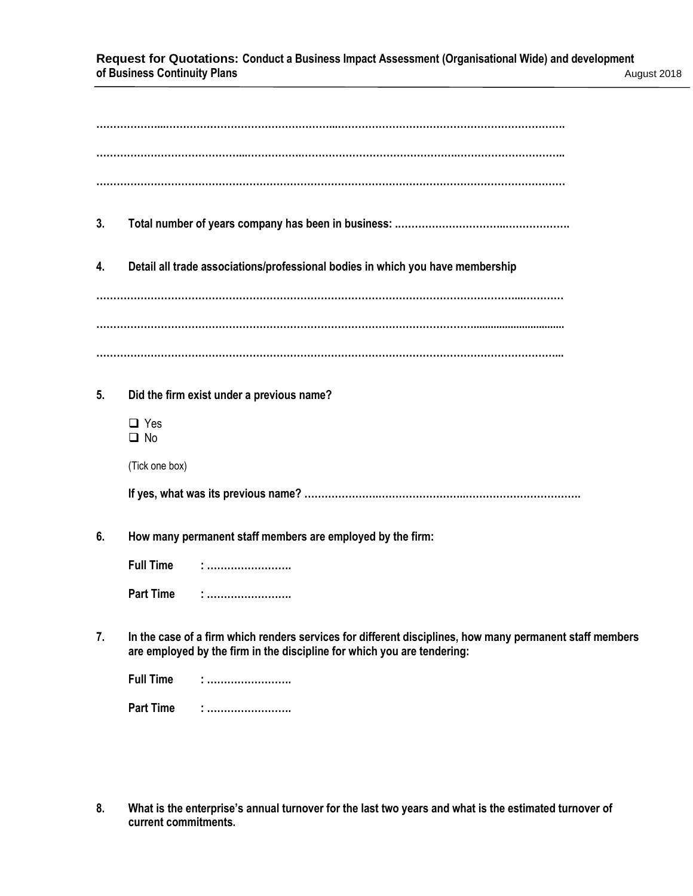……………...……………………………………..…………………………………………………………

……………………………………...……………….………………………………….……………………………..

…………………………………………………………………………………………………………………………

**3. Total number of years company has been in business: ..…………………………..……………….**

**4. Detail all trade associations/professional bodies in which you have membership**

……………………………………………………………………………………………………………...…………

……………………………………………………………………………………………………...........................

……………………………………………………………………………………………………………………...

**5. Did the firm exist under a previous name?**

- ❑ Yes
- ❑ No

(Tick one box)

**If yes, what was its previous name? ………………………………………..…………………………….**

**6. How many permanent staff members are employed by the firm:**

**Full Time : …………………….**

**Part Time : …………………….**

**7. In the case of a firm which renders services for different disciplines, how many permanent staff members are employed by the firm in the discipline for which you are tendering:**

**Full Time : …………………….**

**Part Time : …………………….**

**8. What is the enterprise's annual turnover for the last two years and what is the estimated turnover of current commitments.**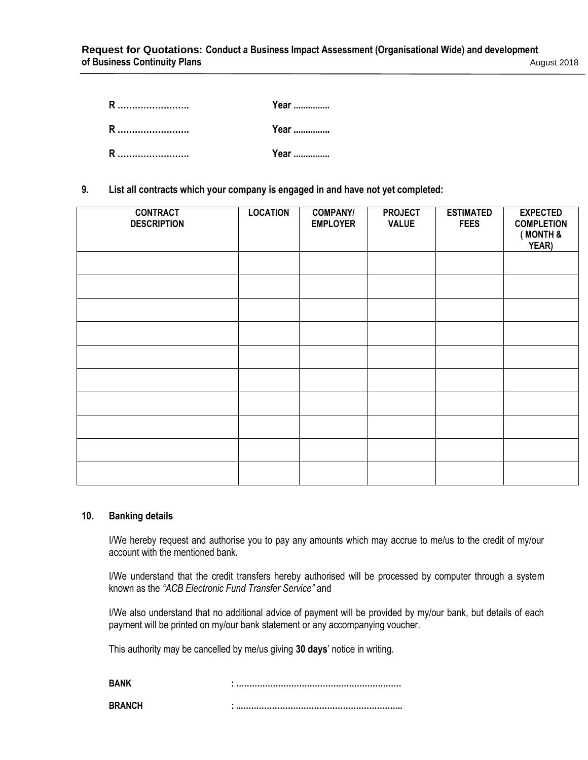**R …………………….** **Year ...............**

**R …………………….** **Year ...............**

**R …………………….** **Year ...............**

**9. List all contracts which your company is engaged in and have not yet completed:**

| CONTRACT DESCRIPTION | LOCATION | COMPANY/ EMPLOYER | PROJECT VALUE | ESTIMATED FEES | EXPECTED COMPLETION ( MONTH & YEAR) |
|---|---|---|---|---|---|
| | | | | | |
| | | | | | |
| | | | | | |
| | | | | | |
| | | | | | |
| | | | | | |
| | | | | | |
| | | | | | |
| | | | | | |
| | | | | | |

**10. Banking details**

I/We hereby request and authorise you to pay any amounts which may accrue to me/us to the credit of my/our account with the mentioned bank.

I/We understand that the credit transfers hereby authorised will be processed by computer through a system known as the *"ACB Electronic Fund Transfer Service"* and

I/We also understand that no additional advice of payment will be provided by my/our bank, but details of each payment will be printed on my/our bank statement or any accompanying voucher.

This authority may be cancelled by me/us giving **30 days**' notice in writing.

**BANK** **: ……………………………………………………..**

**BRANCH** **: ……………………………………………………..**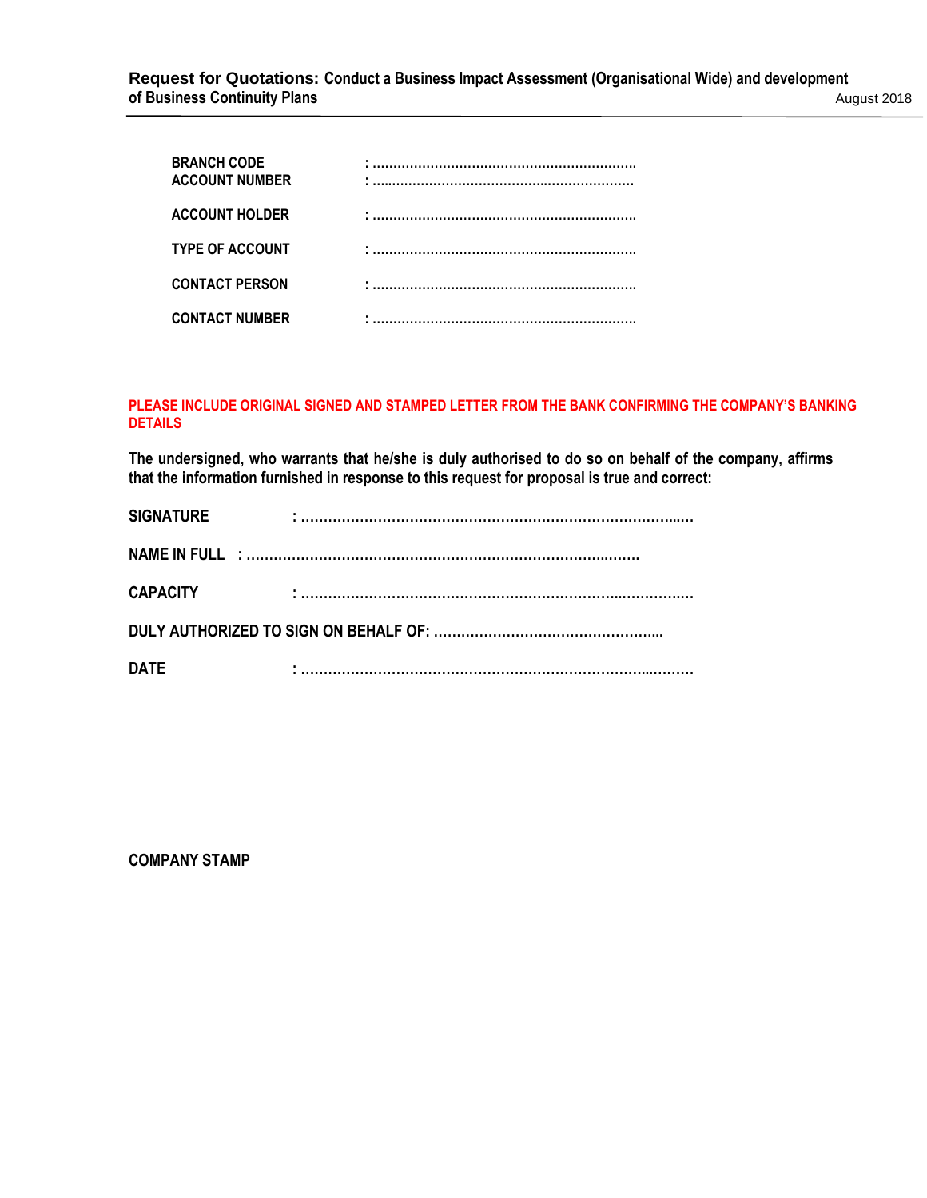**BRANCH CODE** : ………………………………………………………

**ACCOUNT NUMBER** : ………………………………………………………

**ACCOUNT HOLDER** : ………………………………………………………

**TYPE OF ACCOUNT** : ………………………………………………………

**CONTACT PERSON** : ………………………………………………………

**CONTACT NUMBER** : ………………………………………………………

**PLEASE INCLUDE ORIGINAL SIGNED AND STAMPED LETTER FROM THE BANK CONFIRMING THE COMPANY'S BANKING DETAILS**

**The undersigned, who warrants that he/she is duly authorised to do so on behalf of the company, affirms that the information furnished in response to this request for proposal is true and correct:**

**SIGNATURE** : ……………………………………………………………………………

**NAME IN FULL** : ……………………………………………………………………………

**CAPACITY** : ……………………………………………………………………………

**DULY AUTHORIZED TO SIGN ON BEHALF OF:** ……………………………………………

**DATE** : ……………………………………………………………………………

**COMPANY STAMP**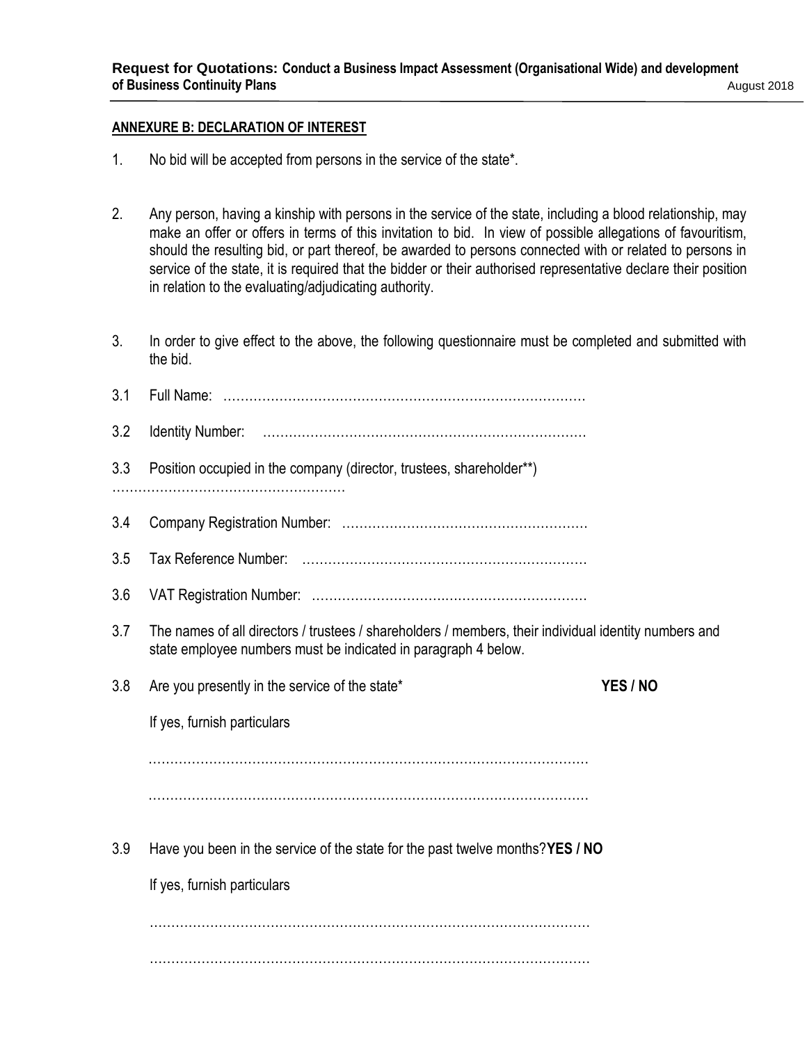**ANNEXURE B: DECLARATION OF INTEREST**

1. No bid will be accepted from persons in the service of the state*.

2. Any person, having a kinship with persons in the service of the state, including a blood relationship, may make an offer or offers in terms of this invitation to bid. In view of possible allegations of favouritism, should the resulting bid, or part thereof, be awarded to persons connected with or related to persons in service of the state, it is required that the bidder or their authorised representative declare their position in relation to the evaluating/adjudicating authority.

3. In order to give effect to the above, the following questionnaire must be completed and submitted with the bid.

3.1 Full Name: ……………………………………………………………………………

3.2 Identity Number: …………………………………………………………………

3.3 Position occupied in the company (director, trustees, shareholder**)

………………………………………………

3.4 Company Registration Number: ………………………………………………

3.5 Tax Reference Number: ………………………………………………………

3.6 VAT Registration Number: ……………………………………………………

3.7 The names of all directors / trustees / shareholders / members, their individual identity numbers and state employee numbers must be indicated in paragraph 4 below.

3.8 Are you presently in the service of the state* **YES / NO**

If yes, furnish particulars

………………………………………………………………………………………………

………………………………………………………………………………………………

3.9 Have you been in the service of the state for the past twelve months? **YES / NO**

If yes, furnish particulars

………………………………………………………………………………………………

………………………………………………………………………………………………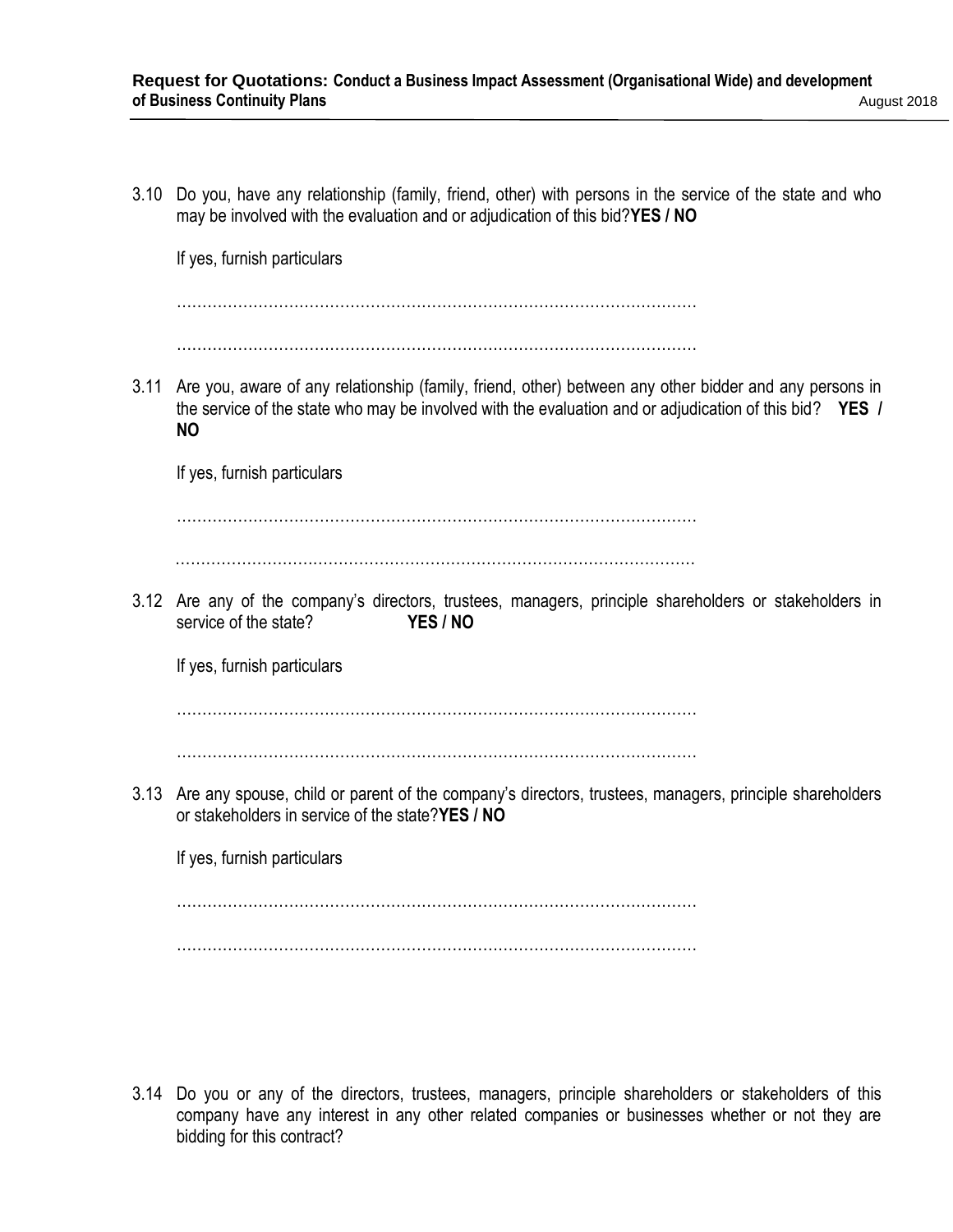3.10 Do you, have any relationship (family, friend, other) with persons in the service of the state and who may be involved with the evaluation and or adjudication of this bid?**YES / NO**

If yes, furnish particulars

…………………………………………………………………………………………

…………………………………………………………………………………………

3.11 Are you, aware of any relationship (family, friend, other) between any other bidder and any persons in the service of the state who may be involved with the evaluation and or adjudication of this bid? **YES / NO**

If yes, furnish particulars

…………………………………………………………………………………………

…………………………………………………………………………………………

3.12 Are any of the company's directors, trustees, managers, principle shareholders or stakeholders in service of the state? **YES / NO**

If yes, furnish particulars

…………………………………………………………………………………………

…………………………………………………………………………………………

3.13 Are any spouse, child or parent of the company's directors, trustees, managers, principle shareholders or stakeholders in service of the state?**YES / NO**

If yes, furnish particulars

…………………………………………………………………………………………

…………………………………………………………………………………………

3.14 Do you or any of the directors, trustees, managers, principle shareholders or stakeholders of this company have any interest in any other related companies or businesses whether or not they are bidding for this contract?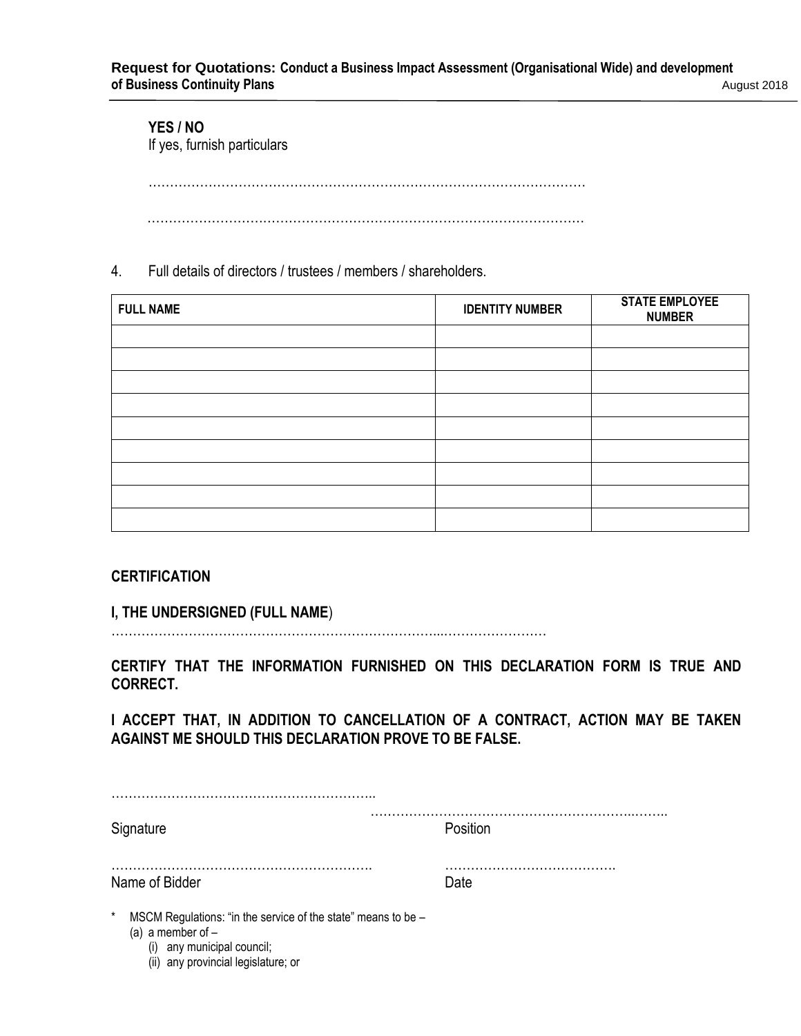**YES / NO**

If yes, furnish particulars

…………………………………………………………………………………………

…………………………………………………………………………………………

4. Full details of directors / trustees / members / shareholders.

| FULL NAME | IDENTITY NUMBER | STATE EMPLOYEE NUMBER |
|---|---|---|
| | | |
| | | |
| | | |
| | | |
| | | |
| | | |
| | | |
| | | |
| | | |

**CERTIFICATION**

**I, THE UNDERSIGNED (FULL NAME**)

…………………………………………………………………………..…………………

**CERTIFY THAT THE INFORMATION FURNISHED ON THIS DECLARATION FORM IS TRUE AND CORRECT.**

**I ACCEPT THAT, IN ADDITION TO CANCELLATION OF A CONTRACT, ACTION MAY BE TAKEN AGAINST ME SHOULD THIS DECLARATION PROVE TO BE FALSE.**

…………………………………………………….. ……………………………………………………..……..

Signature Position

……………………………………………………. ………………………………….

Name of Bidder Date

\* MSCM Regulations: "in the service of the state" means to be –

(a) a member of –

(i) any municipal council;

(ii) any provincial legislature; or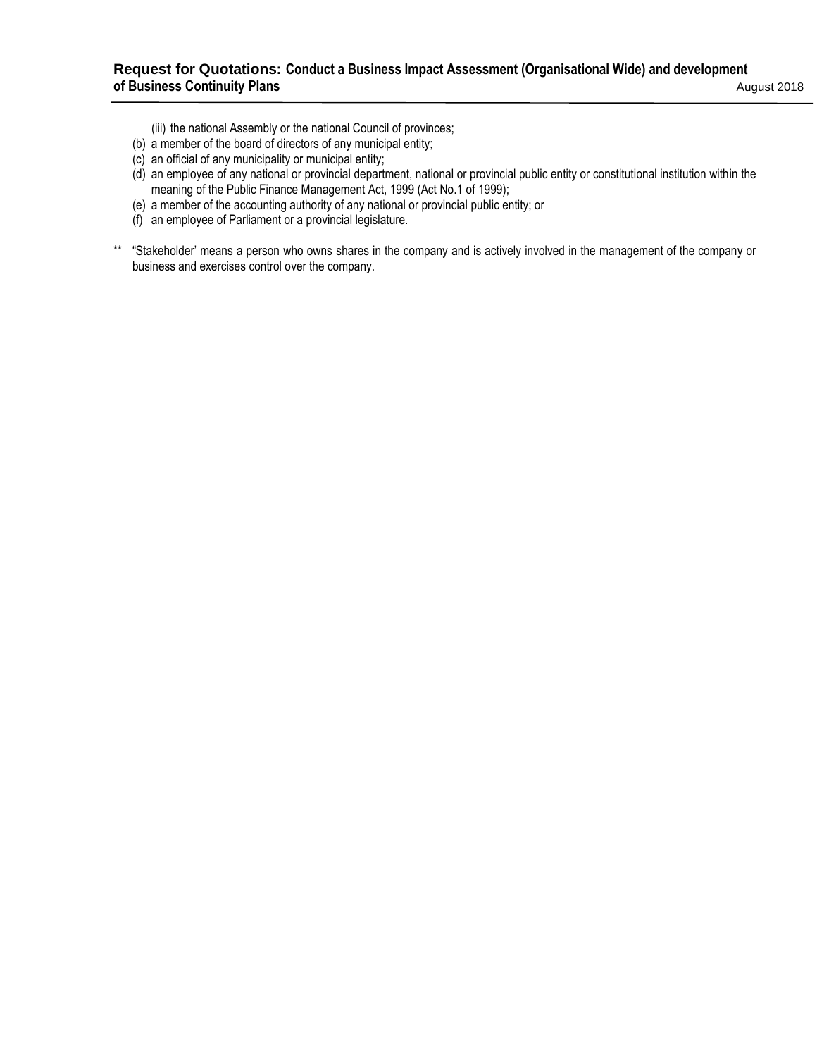(iii) the national Assembly or the national Council of provinces;
- (b) a member of the board of directors of any municipal entity;
- (c) an official of any municipality or municipal entity;
- (d) an employee of any national or provincial department, national or provincial public entity or constitutional institution within the meaning of the Public Finance Management Act, 1999 (Act No.1 of 1999);
- (e) a member of the accounting authority of any national or provincial public entity; or
- (f) an employee of Parliament or a provincial legislature.

** "Stakeholder' means a person who owns shares in the company and is actively involved in the management of the company or business and exercises control over the company.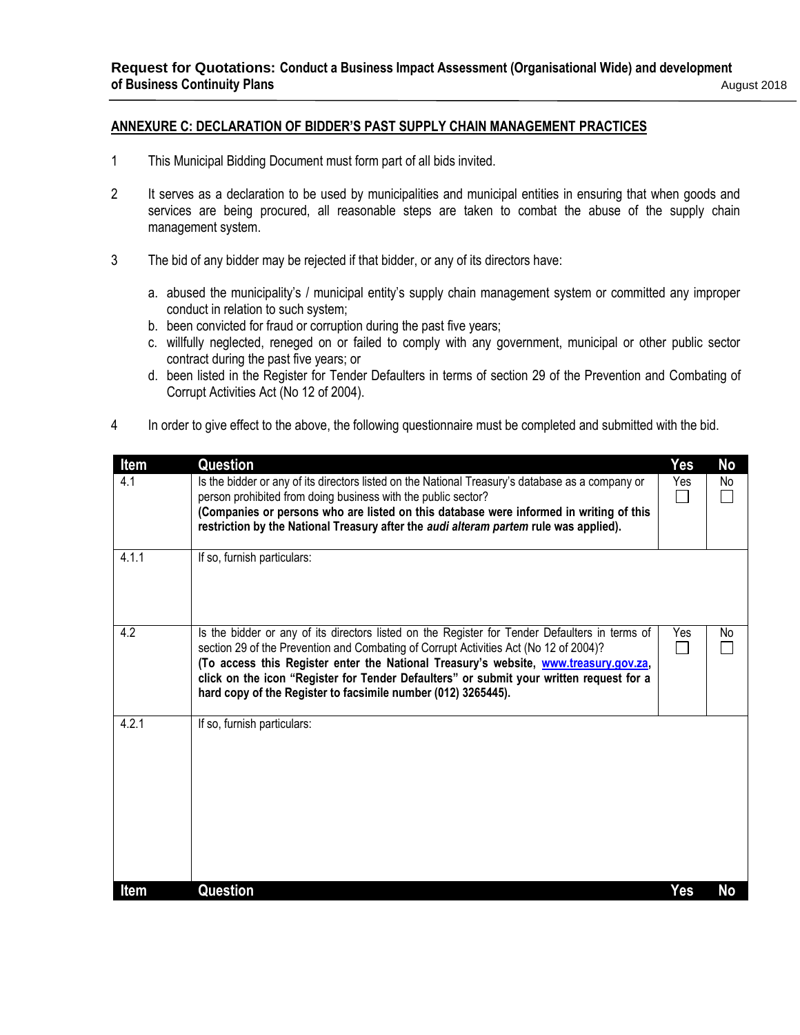## ANNEXURE C: DECLARATION OF BIDDER'S PAST SUPPLY CHAIN MANAGEMENT PRACTICES

1. This Municipal Bidding Document must form part of all bids invited.

2. It serves as a declaration to be used by municipalities and municipal entities in ensuring that when goods and services are being procured, all reasonable steps are taken to combat the abuse of the supply chain management system.

3. The bid of any bidder may be rejected if that bidder, or any of its directors have:

   a. abused the municipality's / municipal entity's supply chain management system or committed any improper conduct in relation to such system;
   b. been convicted for fraud or corruption during the past five years;
   c. willfully neglected, reneged on or failed to comply with any government, municipal or other public sector contract during the past five years; or
   d. been listed in the Register for Tender Defaulters in terms of section 29 of the Prevention and Combating of Corrupt Activities Act (No 12 of 2004).

4. In order to give effect to the above, the following questionnaire must be completed and submitted with the bid.

| Item | Question | Yes | No |
|---|---|---|---|
| 4.1 | Is the bidder or any of its directors listed on the National Treasury's database as a company or person prohibited from doing business with the public sector? **(Companies or persons who are listed on this database were informed in writing of this restriction by the National Treasury after the *audi alteram partem* rule was applied).** | Yes ☐ | No ☐ |
| 4.1.1 | If so, furnish particulars: | | |
| 4.2 | Is the bidder or any of its directors listed on the Register for Tender Defaulters in terms of section 29 of the Prevention and Combating of Corrupt Activities Act (No 12 of 2004)? **(To access this Register enter the National Treasury's website, www.treasury.gov.za, click on the icon "Register for Tender Defaulters" or submit your written request for a hard copy of the Register to facsimile number (012) 3265445).** | Yes ☐ | No ☐ |
| 4.2.1 | If so, furnish particulars: | | |

| Item | Question | Yes | No |
|---|---|---|---|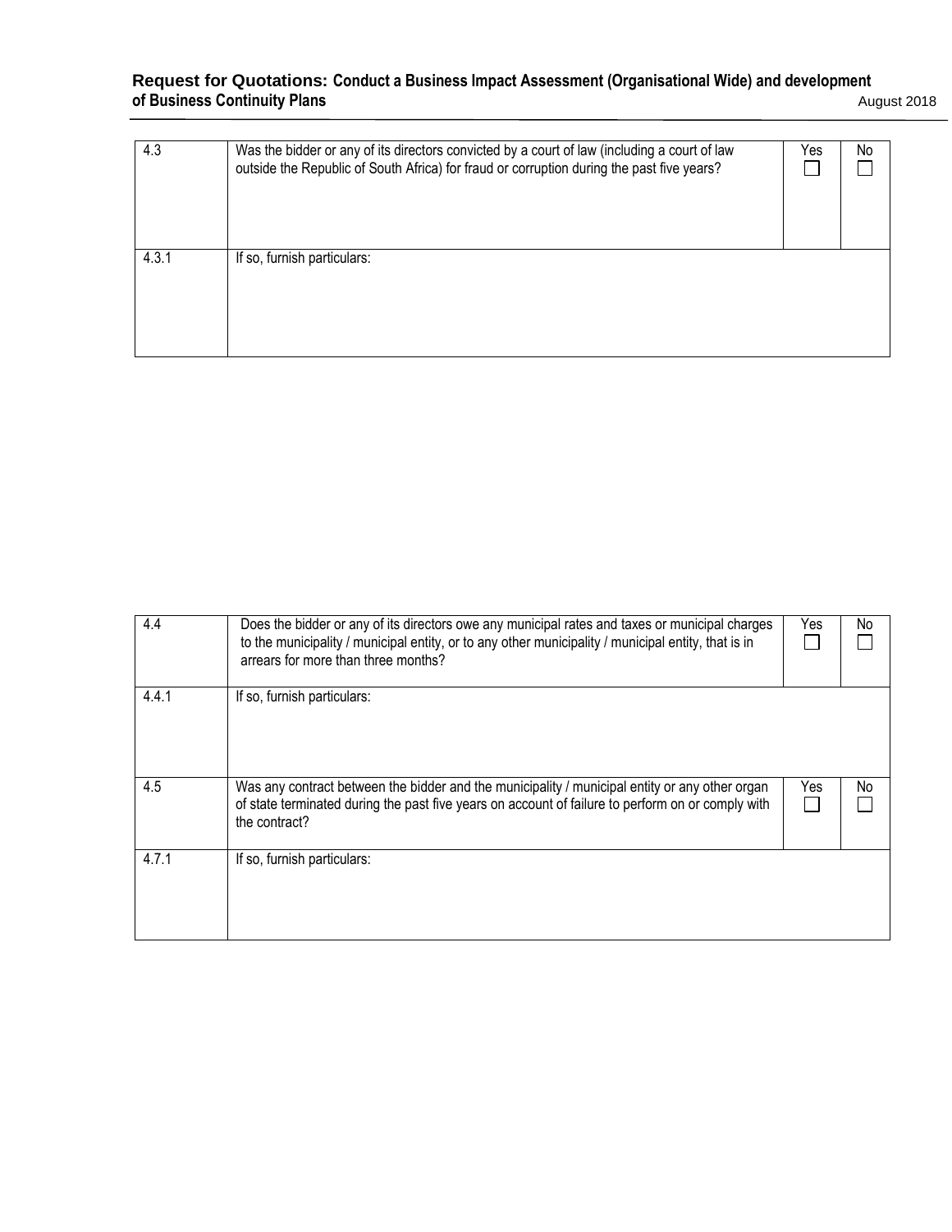| 4.3 | Was the bidder or any of its directors convicted by a court of law (including a court of law outside the Republic of South Africa) for fraud or corruption during the past five years? | Yes ☐ | No ☐ |
|---|---|---|---|
| 4.3.1 | If so, furnish particulars: | | |

| 4.4 | Does the bidder or any of its directors owe any municipal rates and taxes or municipal charges to the municipality / municipal entity, or to any other municipality / municipal entity, that is in arrears for more than three months? | Yes ☐ | No ☐ |
|---|---|---|---|
| 4.4.1 | If so, furnish particulars: | | |
| 4.5 | Was any contract between the bidder and the municipality / municipal entity or any other organ of state terminated during the past five years on account of failure to perform on or comply with the contract? | Yes ☐ | No ☐ |
| 4.7.1 | If so, furnish particulars: | | |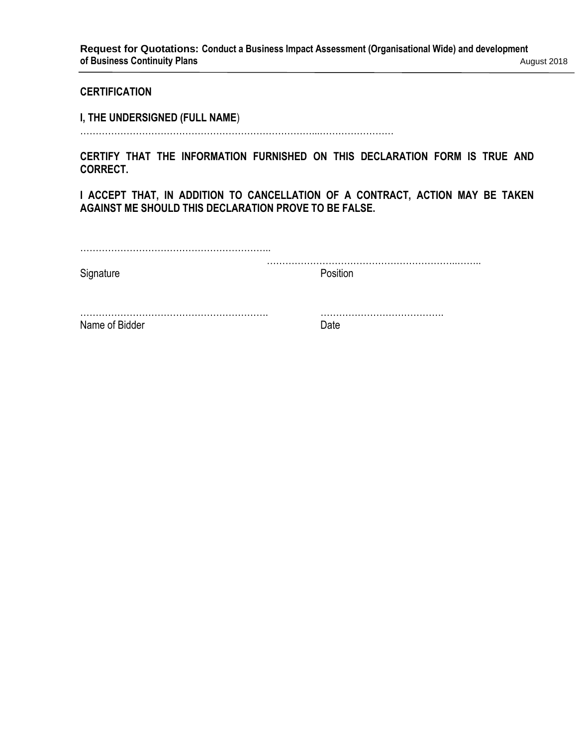**CERTIFICATION**

**I, THE UNDERSIGNED (FULL NAME**)

…………………………………………………………………...……………………

**CERTIFY THAT THE INFORMATION FURNISHED ON THIS DECLARATION FORM IS TRUE AND CORRECT.**

**I ACCEPT THAT, IN ADDITION TO CANCELLATION OF A CONTRACT, ACTION MAY BE TAKEN AGAINST ME SHOULD THIS DECLARATION PROVE TO BE FALSE.**

| | |
|---|---|
| …………………………………………………….. | ……………………………………………………..…….. |
| Signature | Position |
| ……………………………………………………. | …………………………………. |
| Name of Bidder | Date |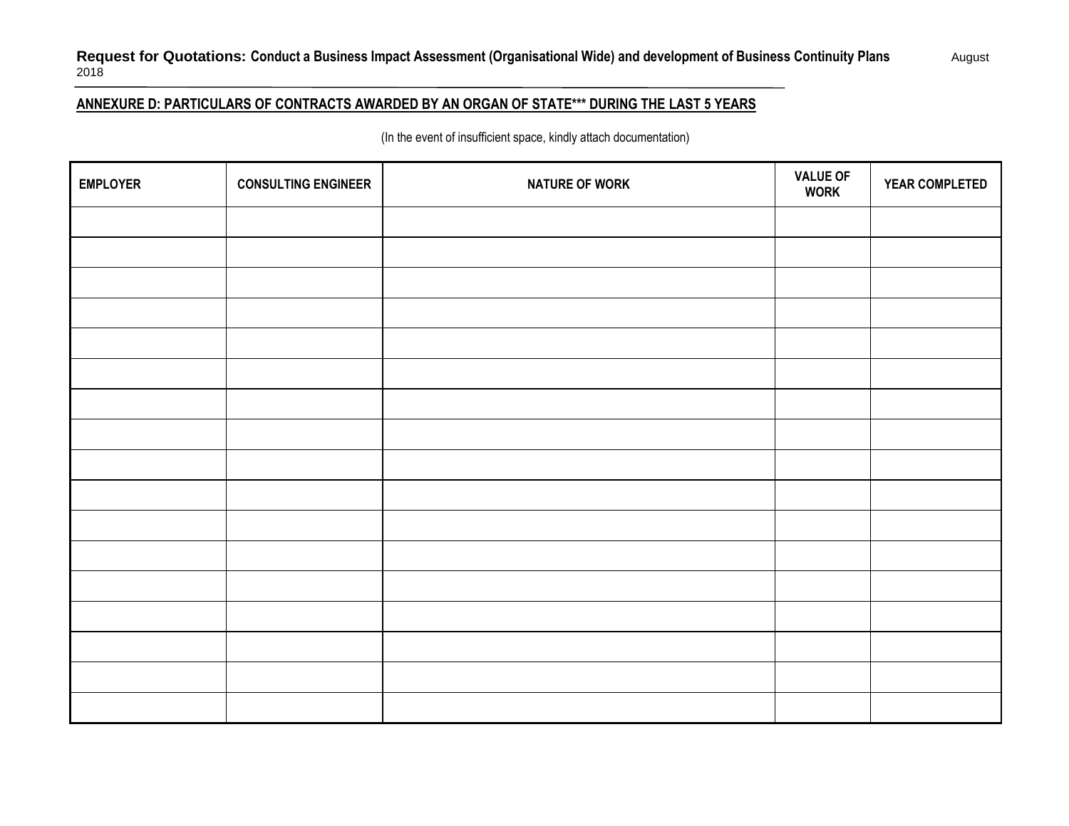## ANNEXURE D: PARTICULARS OF CONTRACTS AWARDED BY AN ORGAN OF STATE*** DURING THE LAST 5 YEARS

(In the event of insufficient space, kindly attach documentation)

| EMPLOYER | CONSULTING ENGINEER | NATURE OF WORK | VALUE OF WORK | YEAR COMPLETED |
|---|---|---|---|---|
| | | | | |
| | | | | |
| | | | | |
| | | | | |
| | | | | |
| | | | | |
| | | | | |
| | | | | |
| | | | | |
| | | | | |
| | | | | |
| | | | | |
| | | | | |
| | | | | |
| | | | | |
| | | | | |
| | | | | |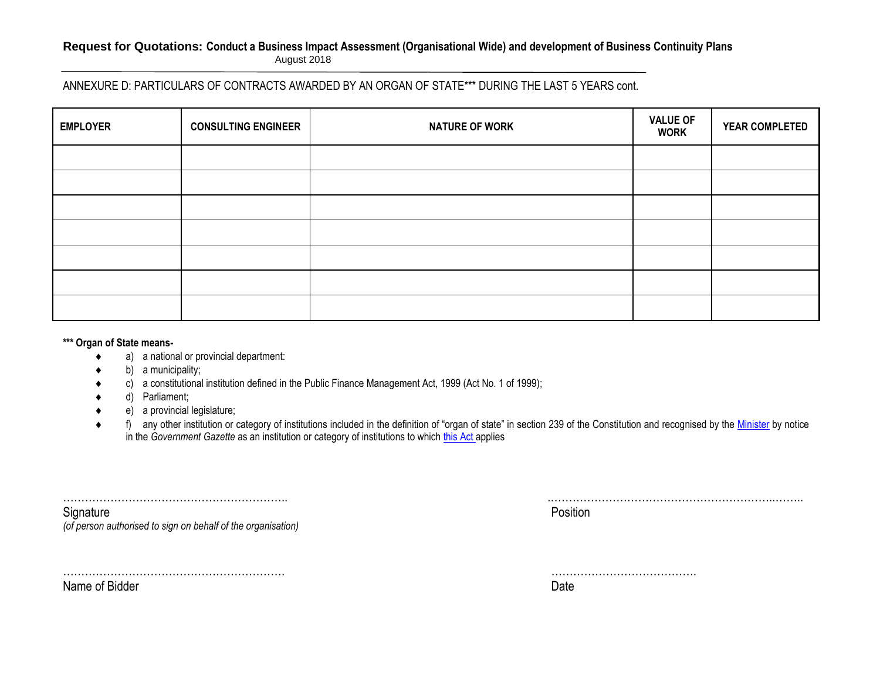**Request for Quotations: Conduct a Business Impact Assessment (Organisational Wide) and development of Business Continuity Plans**
August 2018

ANNEXURE D: PARTICULARS OF CONTRACTS AWARDED BY AN ORGAN OF STATE*** DURING THE LAST 5 YEARS cont.

| EMPLOYER | CONSULTING ENGINEER | NATURE OF WORK | VALUE OF WORK | YEAR COMPLETED |
|---|---|---|---|---|
| | | | | |
| | | | | |
| | | | | |
| | | | | |
| | | | | |
| | | | | |
| | | | | |

**\*\*\* Organ of State means-**

- a) a national or provincial department:
- b) a municipality;
- c) a constitutional institution defined in the Public Finance Management Act, 1999 (Act No. 1 of 1999);
- d) Parliament;
- e) a provincial legislature;
- f) any other institution or category of institutions included in the definition of "organ of state" in section 239 of the Constitution and recognised by the Minister by notice in the *Government Gazette* as an institution or category of institutions to which this Act applies

…………………………………………………….. 
Signature
*(of person authorised to sign on behalf of the organisation)*

……………………………………………………….
Position

…………………………………………………….
Name of Bidder

………………………………….
Date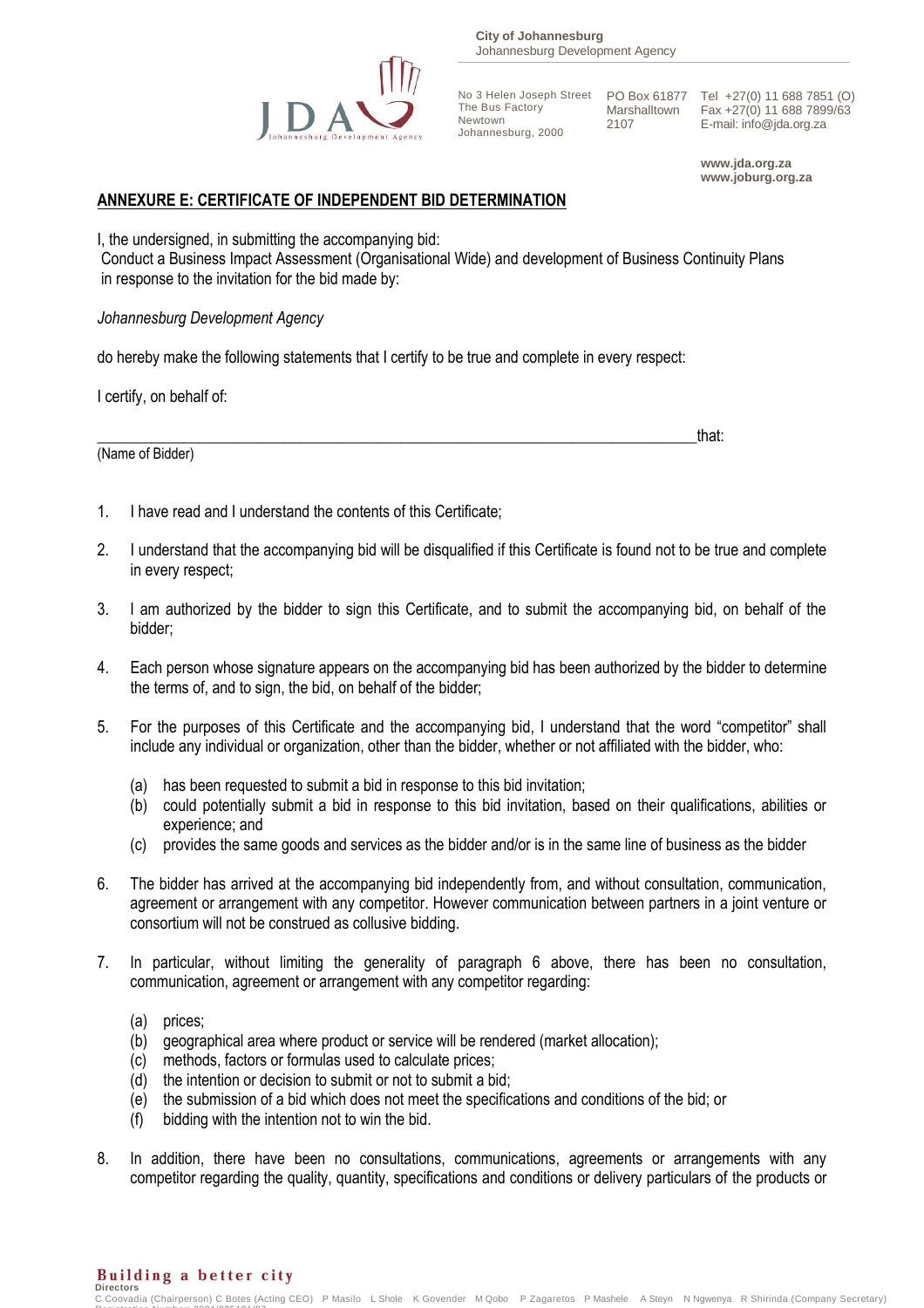## ANNEXURE E: CERTIFICATE OF INDEPENDENT BID DETERMINATION

I, the undersigned, in submitting the accompanying bid:
Conduct a Business Impact Assessment (Organisational Wide) and development of Business Continuity Plans in response to the invitation for the bid made by:

*Johannesburg Development Agency*

do hereby make the following statements that I certify to be true and complete in every respect:

I certify, on behalf of:

______________________________________________________________________________that:
(Name of Bidder)

1. I have read and I understand the contents of this Certificate;

2. I understand that the accompanying bid will be disqualified if this Certificate is found not to be true and complete in every respect;

3. I am authorized by the bidder to sign this Certificate, and to submit the accompanying bid, on behalf of the bidder;

4. Each person whose signature appears on the accompanying bid has been authorized by the bidder to determine the terms of, and to sign, the bid, on behalf of the bidder;

5. For the purposes of this Certificate and the accompanying bid, I understand that the word "competitor" shall include any individual or organization, other than the bidder, whether or not affiliated with the bidder, who:

   (a) has been requested to submit a bid in response to this bid invitation;
   (b) could potentially submit a bid in response to this bid invitation, based on their qualifications, abilities or experience; and
   (c) provides the same goods and services as the bidder and/or is in the same line of business as the bidder

6. The bidder has arrived at the accompanying bid independently from, and without consultation, communication, agreement or arrangement with any competitor. However communication between partners in a joint venture or consortium will not be construed as collusive bidding.

7. In particular, without limiting the generality of paragraph 6 above, there has been no consultation, communication, agreement or arrangement with any competitor regarding:

   (a) prices;
   (b) geographical area where product or service will be rendered (market allocation);
   (c) methods, factors or formulas used to calculate prices;
   (d) the intention or decision to submit or not to submit a bid;
   (e) the submission of a bid which does not meet the specifications and conditions of the bid; or
   (f) bidding with the intention not to win the bid.

8. In addition, there have been no consultations, communications, agreements or arrangements with any competitor regarding the quality, quantity, specifications and conditions or delivery particulars of the products or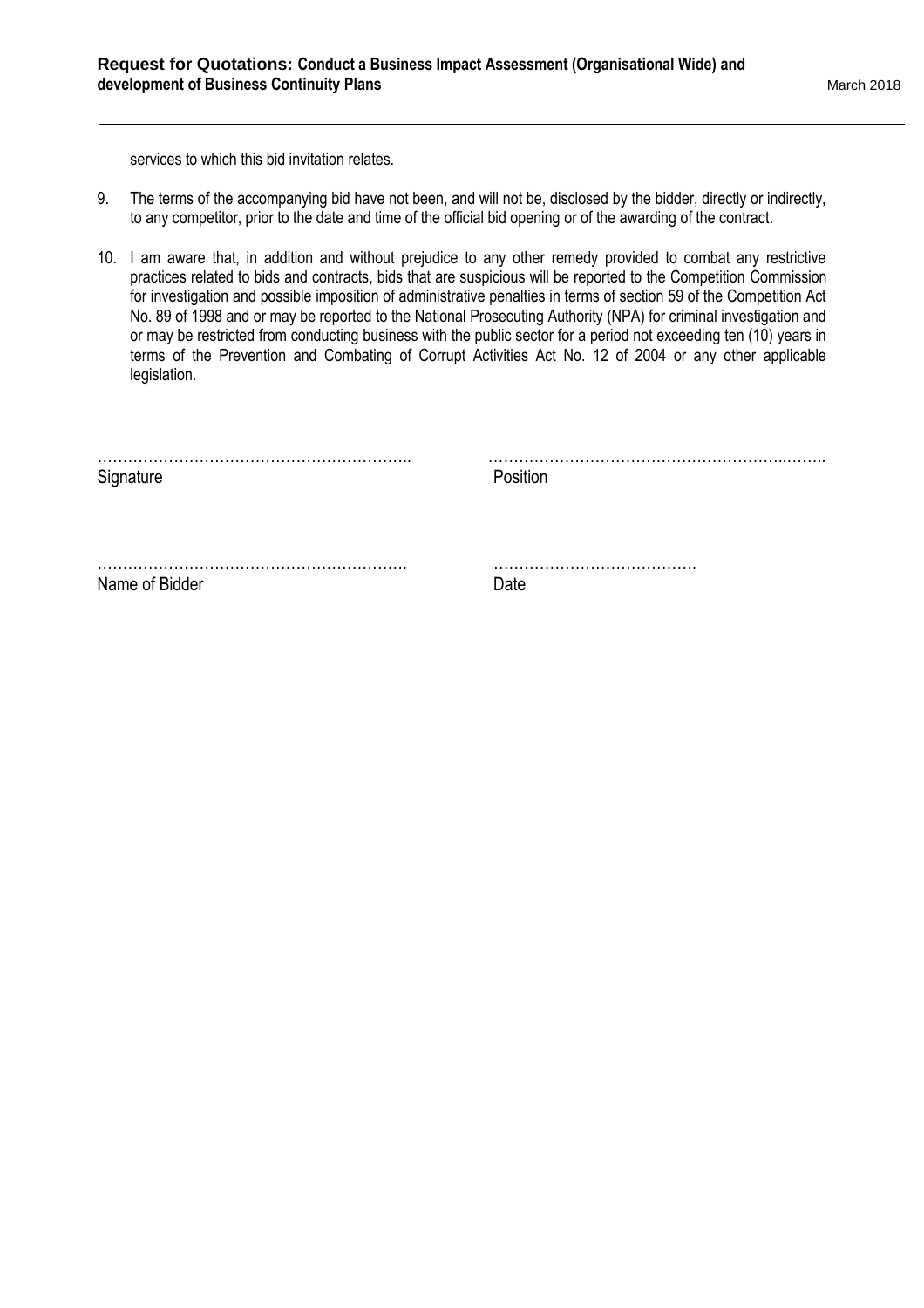services to which this bid invitation relates.

9. The terms of the accompanying bid have not been, and will not be, disclosed by the bidder, directly or indirectly, to any competitor, prior to the date and time of the official bid opening or of the awarding of the contract.

10. I am aware that, in addition and without prejudice to any other remedy provided to combat any restrictive practices related to bids and contracts, bids that are suspicious will be reported to the Competition Commission for investigation and possible imposition of administrative penalties in terms of section 59 of the Competition Act No. 89 of 1998 and or may be reported to the National Prosecuting Authority (NPA) for criminal investigation and or may be restricted from conducting business with the public sector for a period not exceeding ten (10) years in terms of the Prevention and Combating of Corrupt Activities Act No. 12 of 2004 or any other applicable legislation.

| | |
|---|---|
| ………………………………………………….. | …………………………………………………..…….. |
| Signature | Position |
| | |
| …………………………………………………. | …………………………………. |
| Name of Bidder | Date |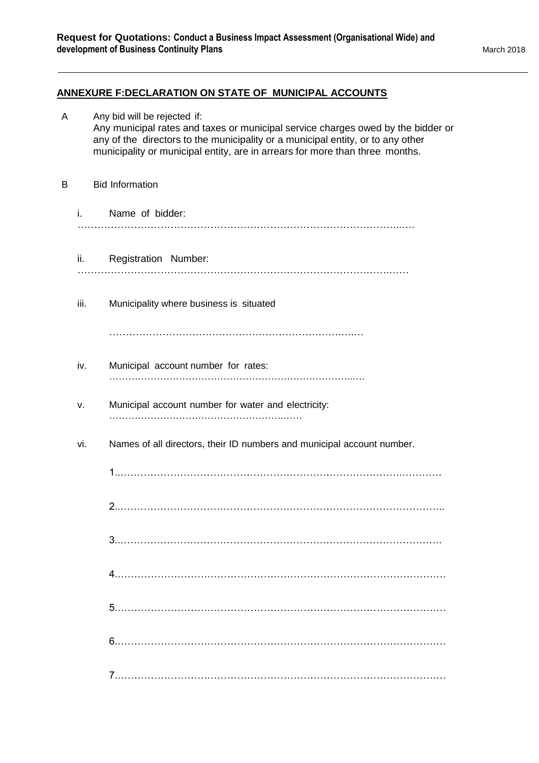## ANNEXURE F:DECLARATION ON STATE OF MUNICIPAL ACCOUNTS

A Any bid will be rejected if:
Any municipal rates and taxes or municipal service charges owed by the bidder or any of the directors to the municipality or a municipal entity, or to any other municipality or municipal entity, are in arrears for more than three months.

B Bid Information

i. Name of bidder:
……………………………………………………………………………………..….

ii. Registration Number:
…………………………………………………………………………………….……

iii. Municipality where business is situated

……………………………………………………………….…..…

iv. Municipal account number for rates:
…………………………………………………………………...….

v. Municipal account number for water and electricity:
…………………………………………………..……

vi. Names of all directors, their ID numbers and municipal account number.

1..……………………………………………………………………….……………

2..……………………………………………………………………………………..

3..…………………………………………………………………………………….

4.………………………………………………………………………………………

5.………………………………………………………………………………………

6.………………………………………………………………………………………

7.………………………………………………………………………………………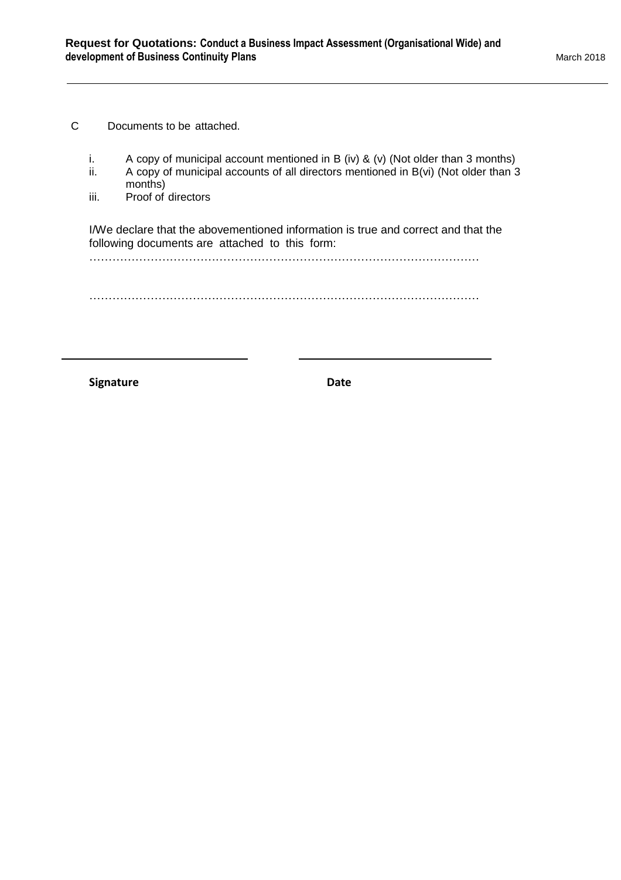C Documents to be attached.

i. A copy of municipal account mentioned in B (iv) & (v) (Not older than 3 months)
ii. A copy of municipal accounts of all directors mentioned in B(vi) (Not older than 3 months)
iii. Proof of directors

I/We declare that the abovementioned information is true and correct and that the following documents are attached to this form:

…………………………………………………………………………………………

…………………………………………………………………………………………

______________________________ ______________________________

**Signature** **Date**